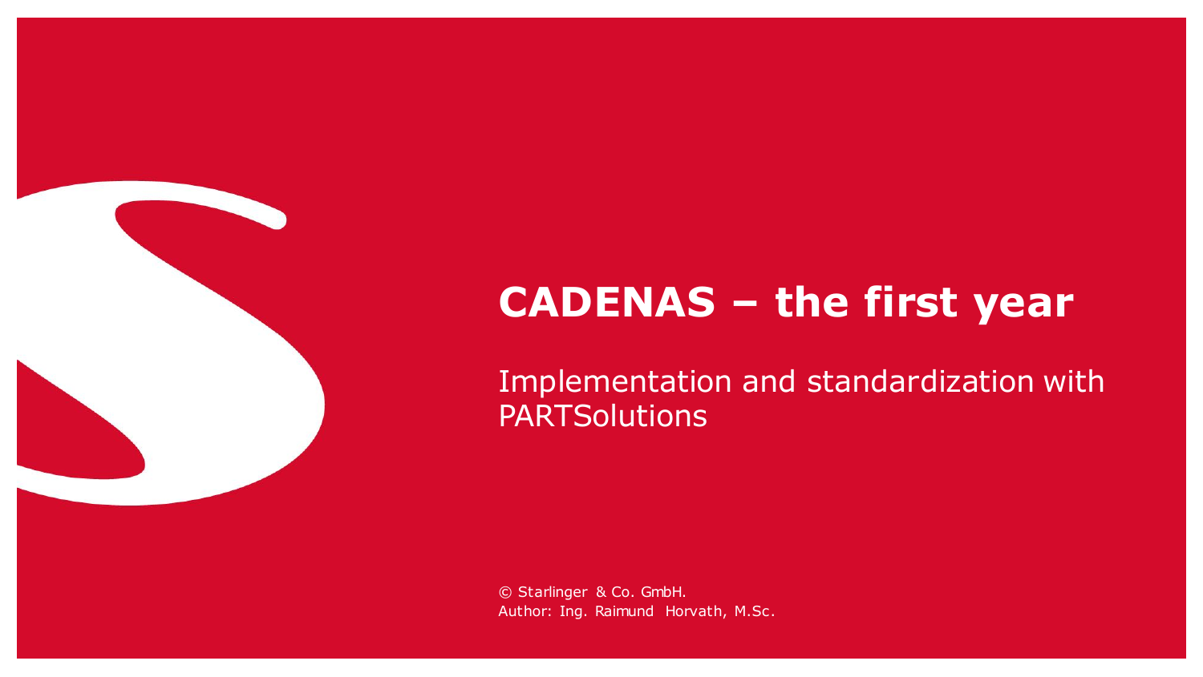# CADENAS – the first year

Implementation and standardization with PARTSolutions

© Starlinger & Co. GmbH.
Author: Ing. Raimund Horvath, M.Sc.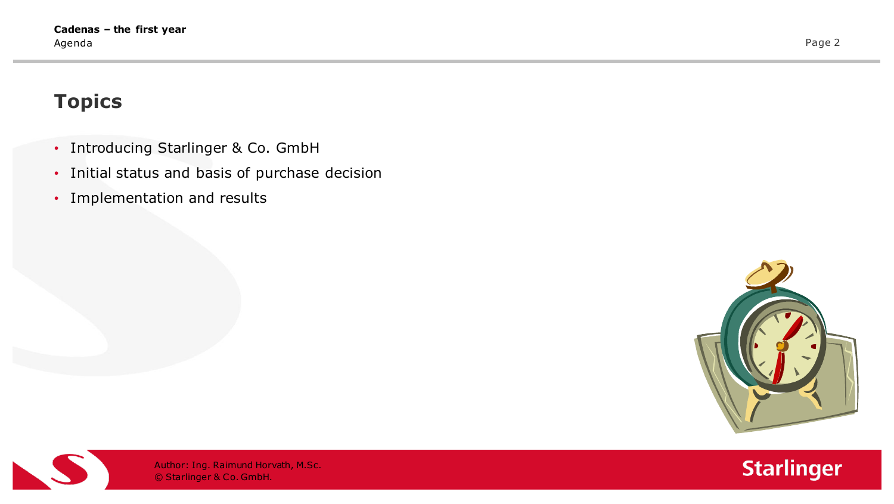## Topics

- Introducing Starlinger & Co. GmbH
- Initial status and basis of purchase decision
- Implementation and results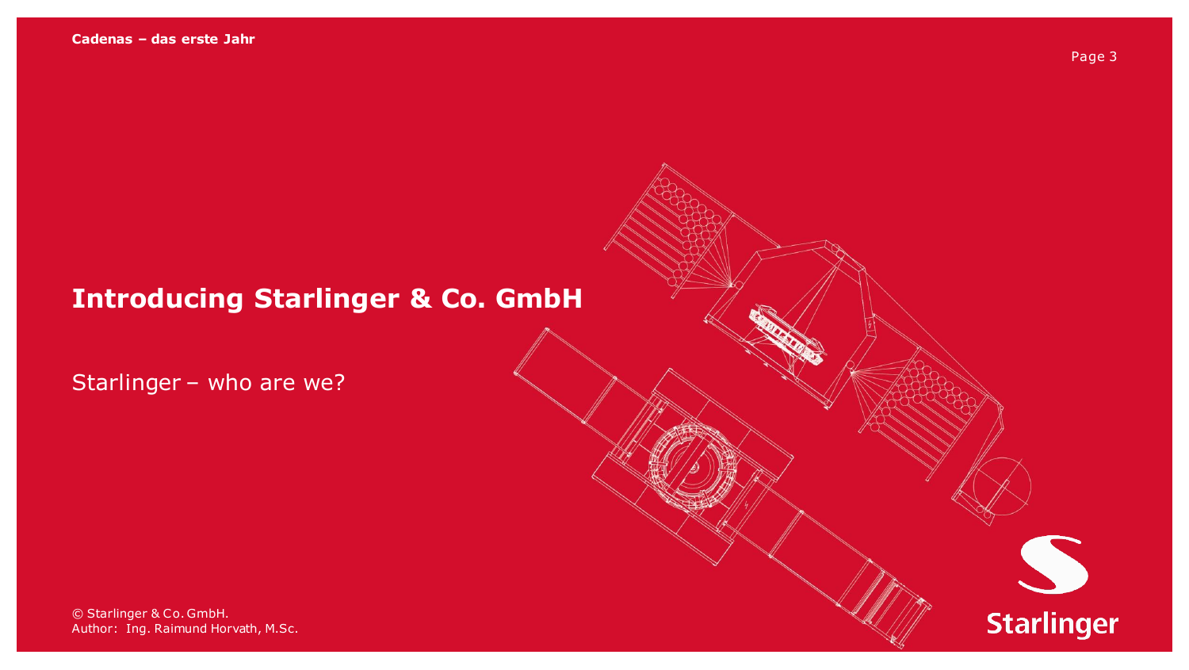# Introducing Starlinger & Co. GmbH

Starlinger – who are we?

© Starlinger & Co. GmbH.
Author: Ing. Raimund Horvath, M.Sc.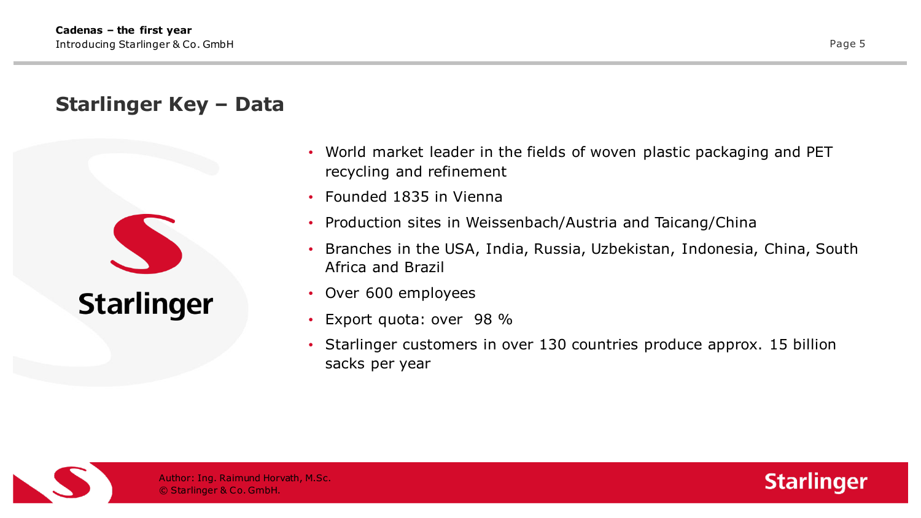## Starlinger Key – Data

- World market leader in the fields of woven plastic packaging and PET recycling and refinement
- Founded 1835 in Vienna
- Production sites in Weissenbach/Austria and Taicang/China
- Branches in the USA, India, Russia, Uzbekistan, Indonesia, China, South Africa and Brazil
- Over 600 employees
- Export quota: over 98 %
- Starlinger customers in over 130 countries produce approx. 15 billion sacks per year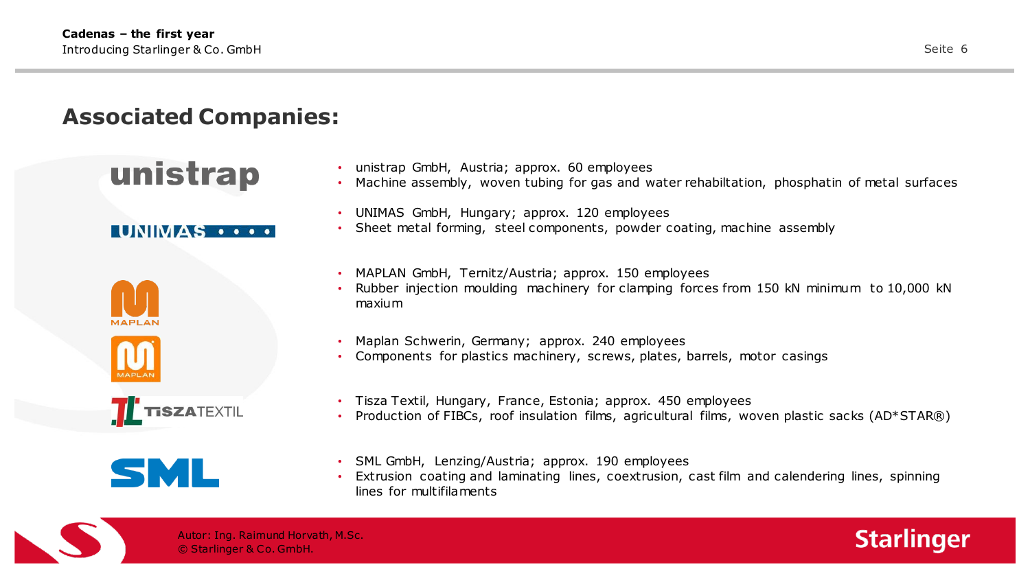## Associated Companies:

unistrap

- unistrap GmbH, Austria; approx. 60 employees
- Machine assembly, woven tubing for gas and water rehabiltation, phosphatin of metal surfaces

UNIMAS

- UNIMAS GmbH, Hungary; approx. 120 employees
- Sheet metal forming, steel components, powder coating, machine assembly

MAPLAN

- MAPLAN GmbH, Ternitz/Austria; approx. 150 employees
- Rubber injection moulding machinery for clamping forces from 150 kN minimum to 10,000 kN maxium

MAPLAN

- Maplan Schwerin, Germany; approx. 240 employees
- Components for plastics machinery, screws, plates, barrels, motor casings

TISZATEXTIL

- Tisza Textil, Hungary, France, Estonia; approx. 450 employees
- Production of FIBCs, roof insulation films, agricultural films, woven plastic sacks (AD*STAR®)

SML

- SML GmbH, Lenzing/Austria; approx. 190 employees
- Extrusion coating and laminating lines, coextrusion, cast film and calendering lines, spinning lines for multifilaments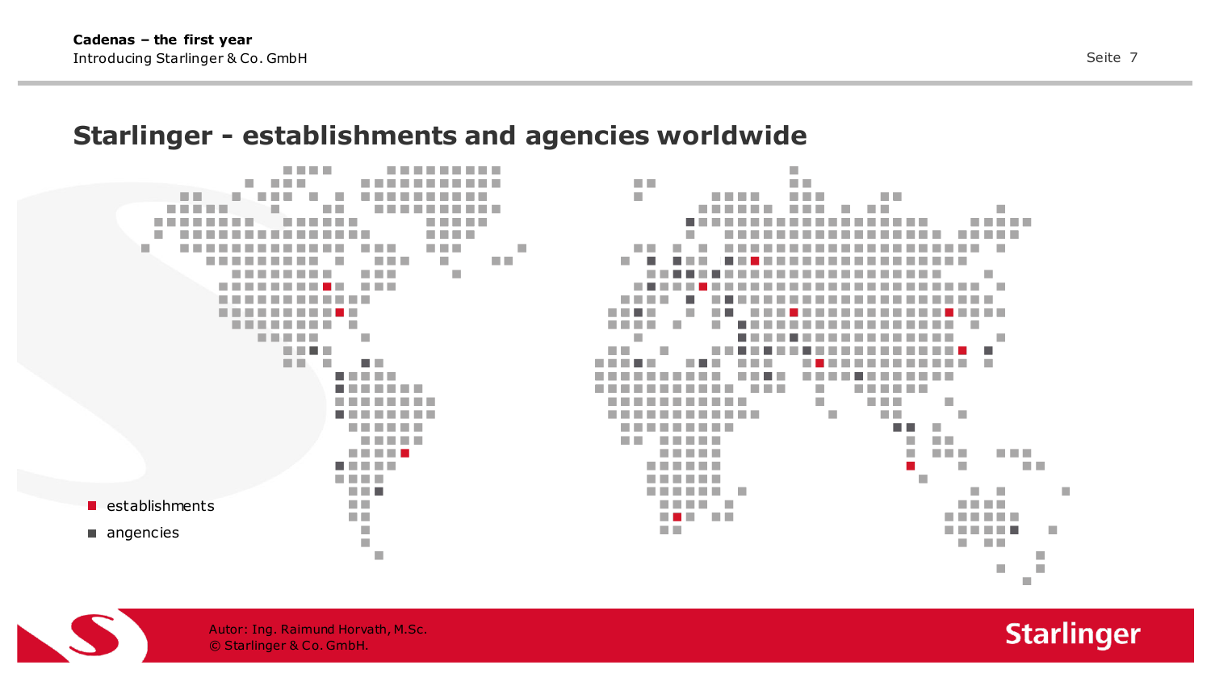## Starlinger - establishments and agencies worldwide

- establishments
- angencies

Autor: Ing. Raimund Horvath, M.Sc.
© Starlinger & Co. GmbH.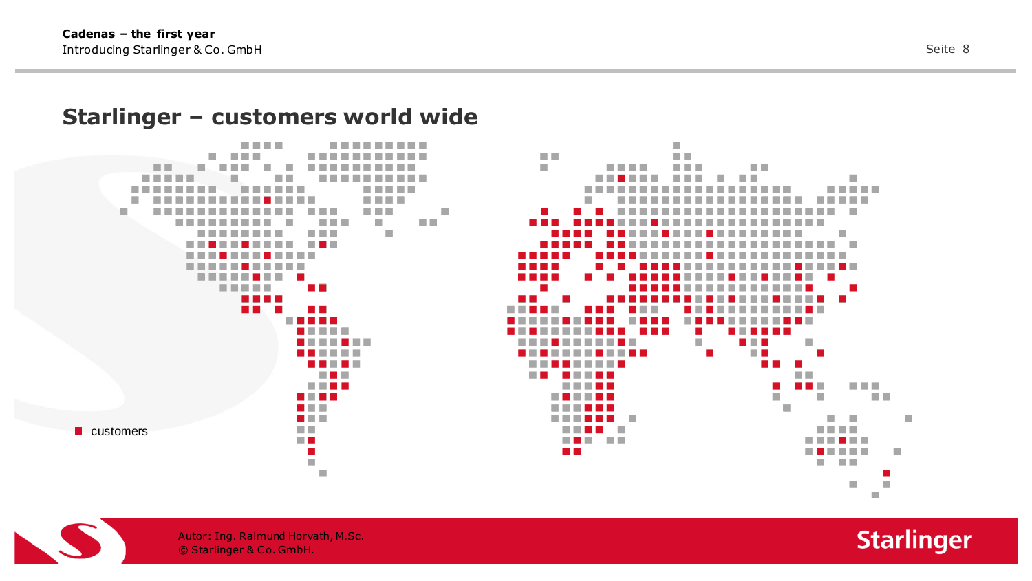## Starlinger – customers world wide

■ customers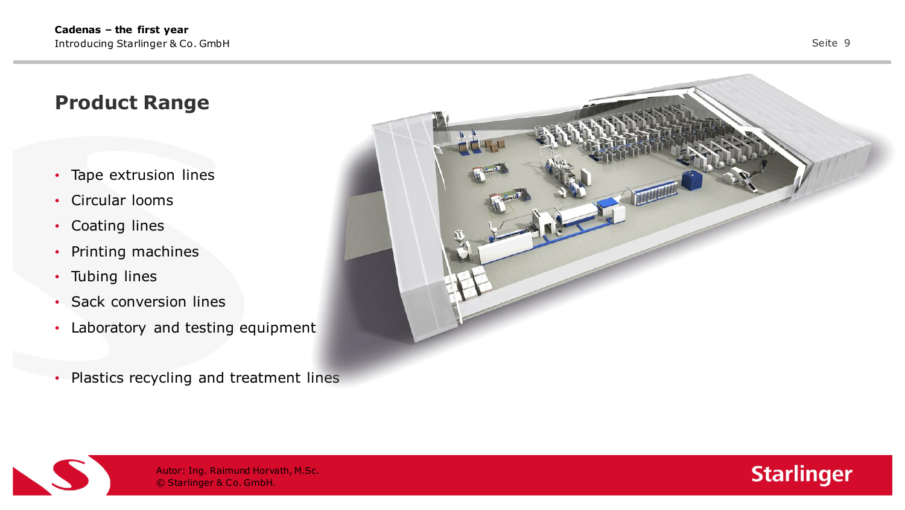## Product Range

- Tape extrusion lines
- Circular looms
- Coating lines
- Printing machines
- Tubing lines
- Sack conversion lines
- Laboratory and testing equipment

- Plastics recycling and treatment lines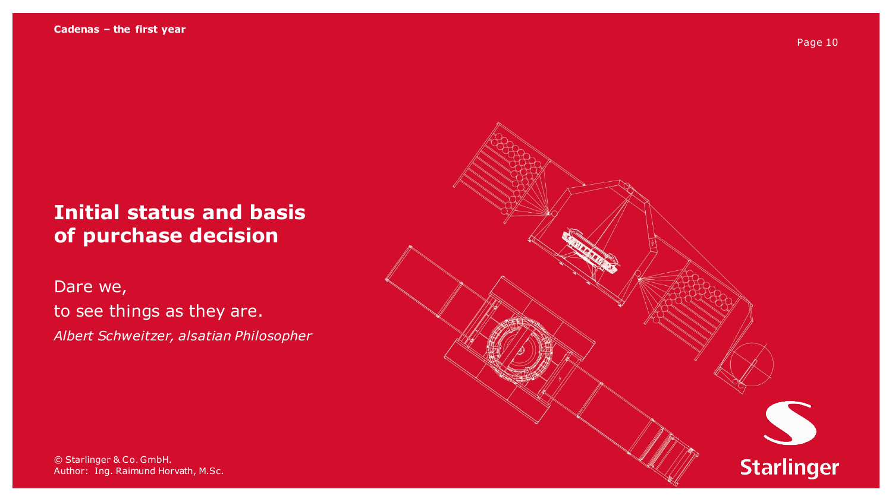# Initial status and basis of purchase decision

Dare we,
to see things as they are.
*Albert Schweitzer, alsatian Philosopher*

© Starlinger & Co. GmbH.
Author: Ing. Raimund Horvath, M.Sc.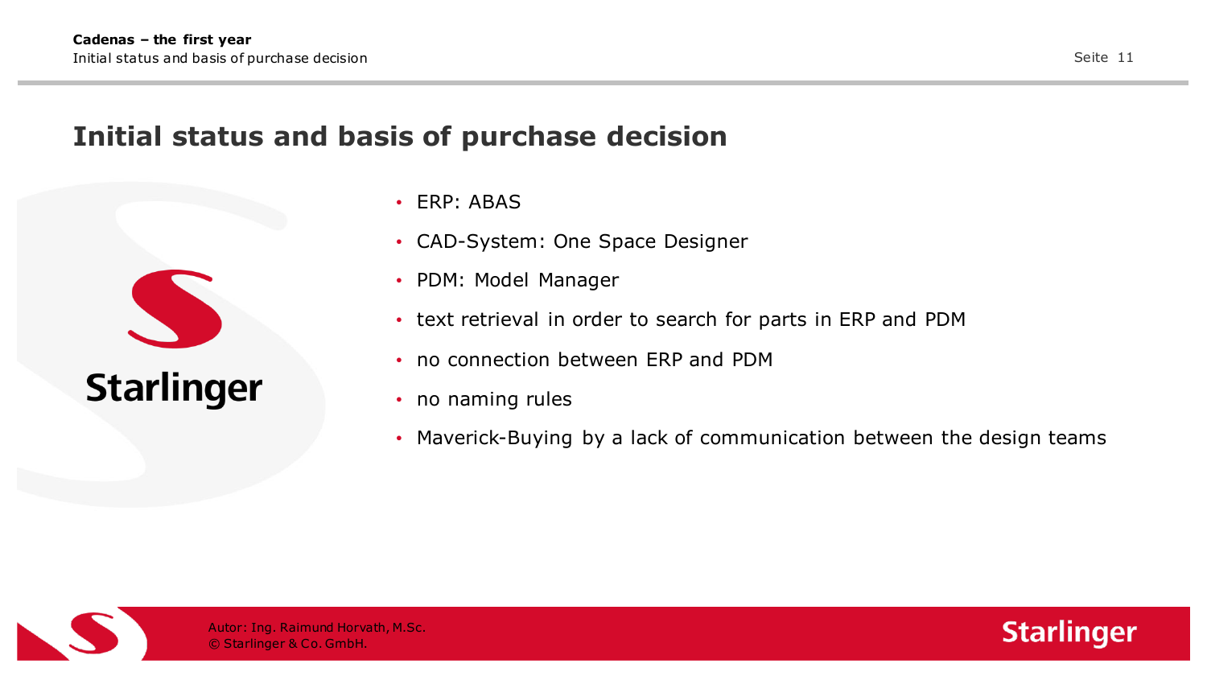# Initial status and basis of purchase decision

- ERP: ABAS
- CAD-System: One Space Designer
- PDM: Model Manager
- text retrieval in order to search for parts in ERP and PDM
- no connection between ERP and PDM
- no naming rules
- Maverick-Buying by a lack of communication between the design teams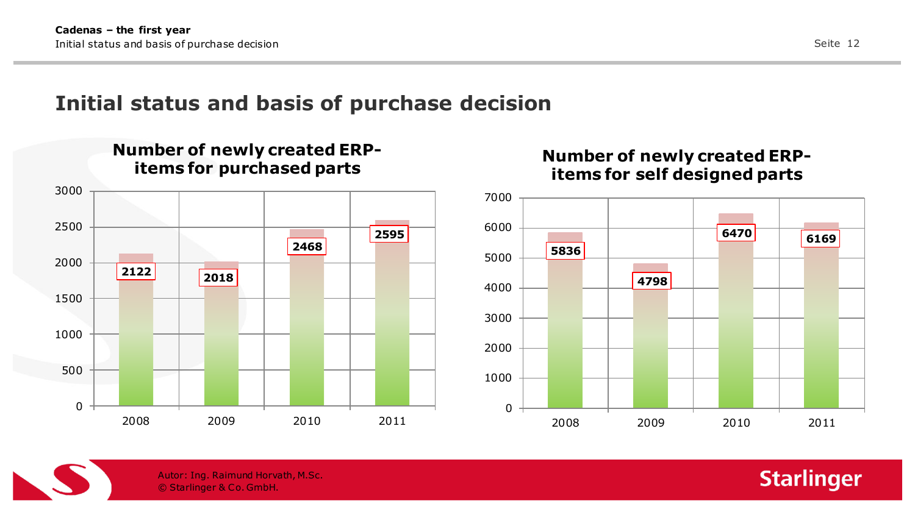# Initial status and basis of purchase decision

**Number of newly created ERP-items for purchased parts**

| Year | Items |
|---|---|
| 2008 | 2122 |
| 2009 | 2018 |
| 2010 | 2468 |
| 2011 | 2595 |

**Number of newly created ERP-items for self designed parts**

| Year | Items |
|---|---|
| 2008 | 5836 |
| 2009 | 4798 |
| 2010 | 6470 |
| 2011 | 6169 |

Autor: Ing. Raimund Horvath, M.Sc.
© Starlinger & Co. GmbH.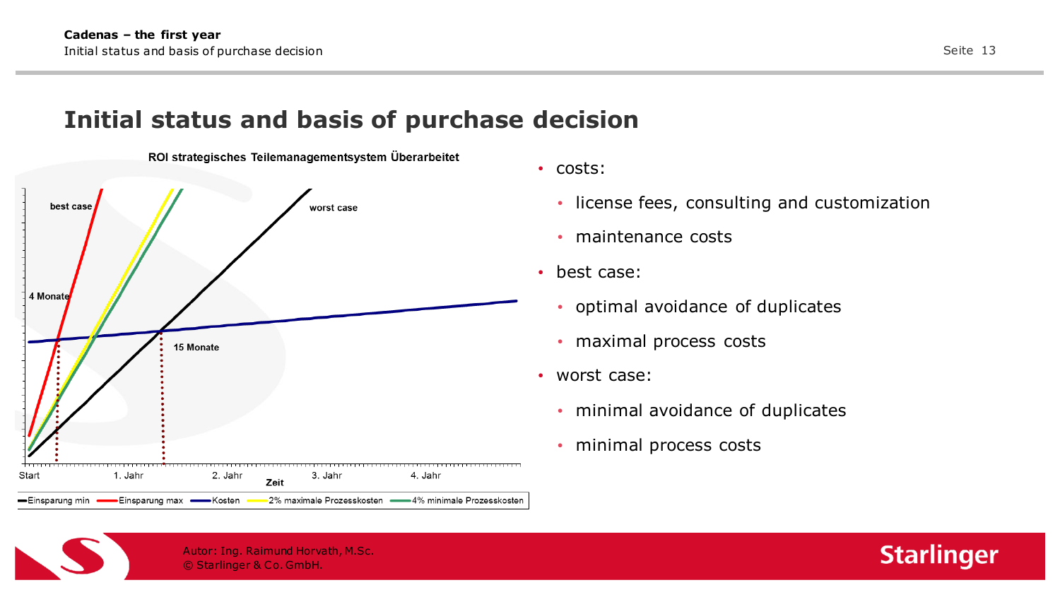# Initial status and basis of purchase decision

ROI strategisches Teilemanagementsystem Überarbeitet

best case

worst case

4 Monate

15 Monate

Start | 1. Jahr | 2. Jahr | 3. Jahr | 4. Jahr

Zeit

Einsparung min — Einsparung max — Kosten — 2% maximale Prozesskosten — 4% minimale Prozesskosten

- costs:
  - license fees, consulting and customization
  - maintenance costs
- best case:
  - optimal avoidance of duplicates
  - maximal process costs
- worst case:
  - minimal avoidance of duplicates
  - minimal process costs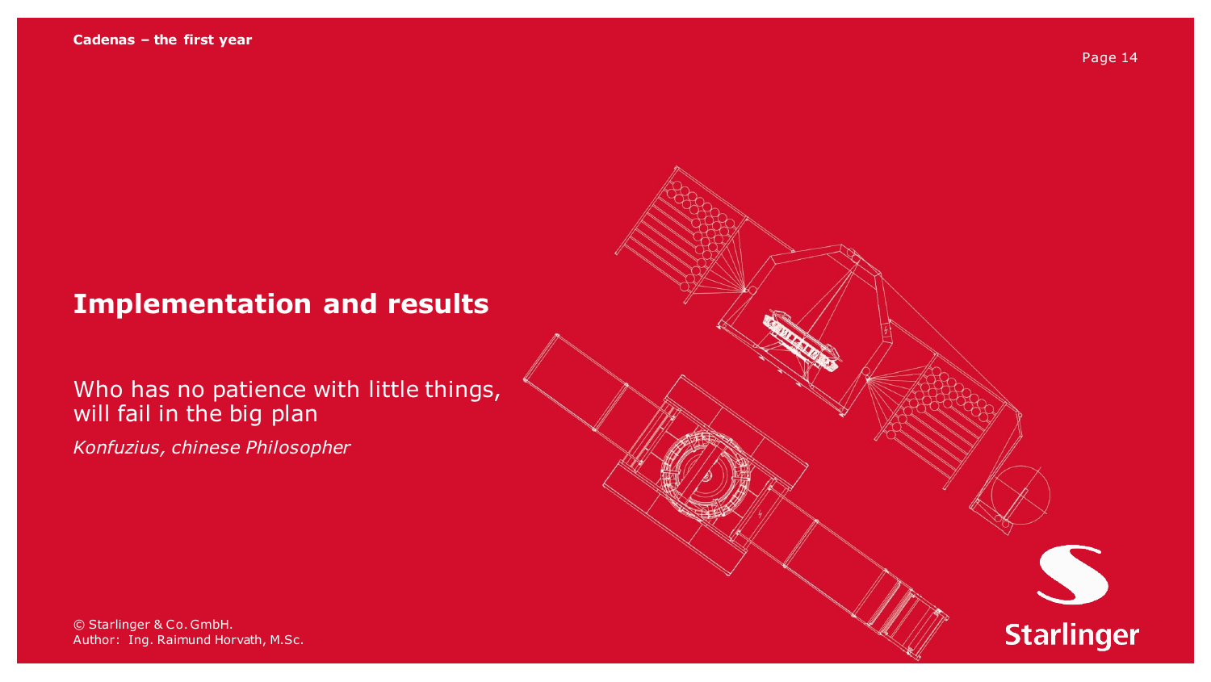# Implementation and results

Who has no patience with little things, will fail in the big plan

*Konfuzius, chinese Philosopher*

© Starlinger & Co. GmbH.
Author: Ing. Raimund Horvath, M.Sc.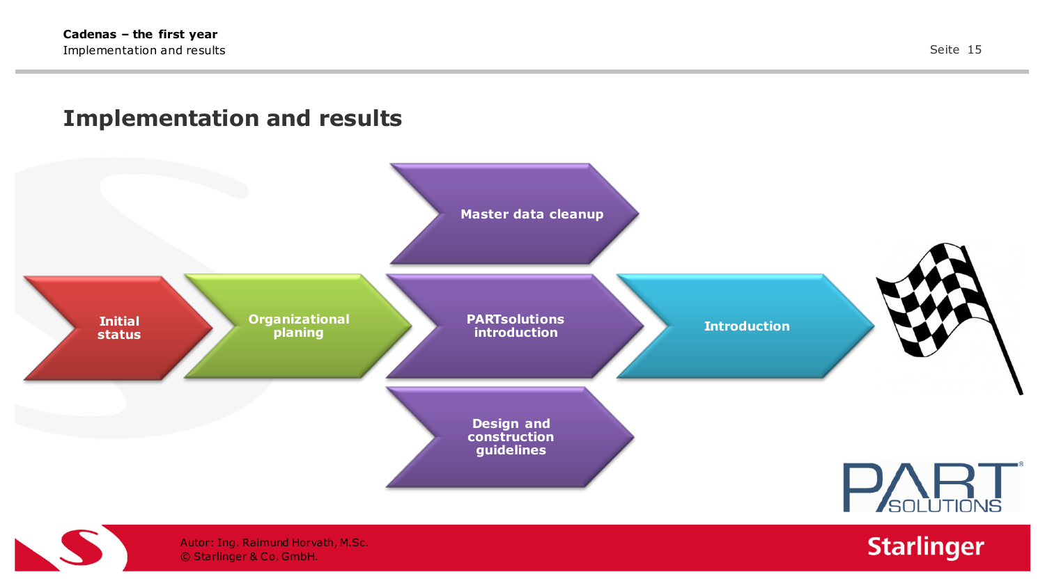# Implementation and results

- Initial status
- Organizational planing
- Master data cleanup
- PARTsolutions introduction
- Design and construction guidelines
- Introduction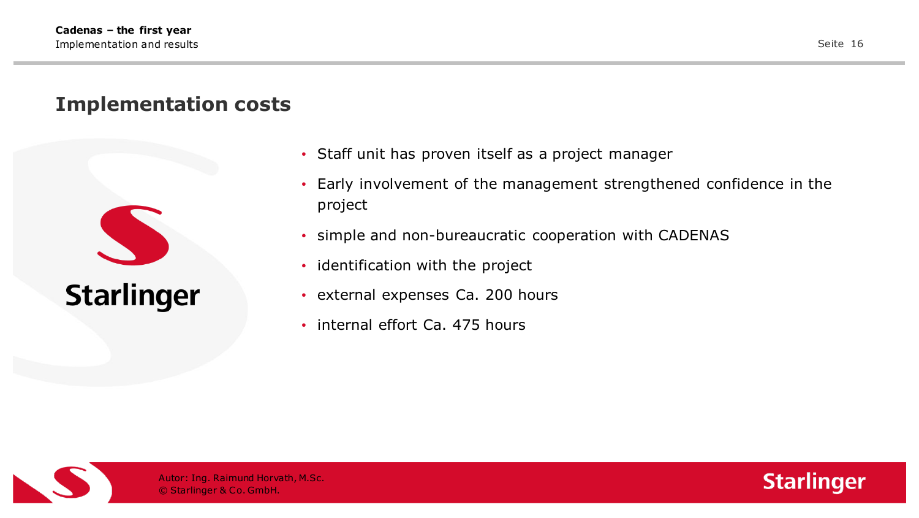## Implementation costs

- Staff unit has proven itself as a project manager
- Early involvement of the management strengthened confidence in the project
- simple and non-bureaucratic cooperation with CADENAS
- identification with the project
- external expenses Ca. 200 hours
- internal effort Ca. 475 hours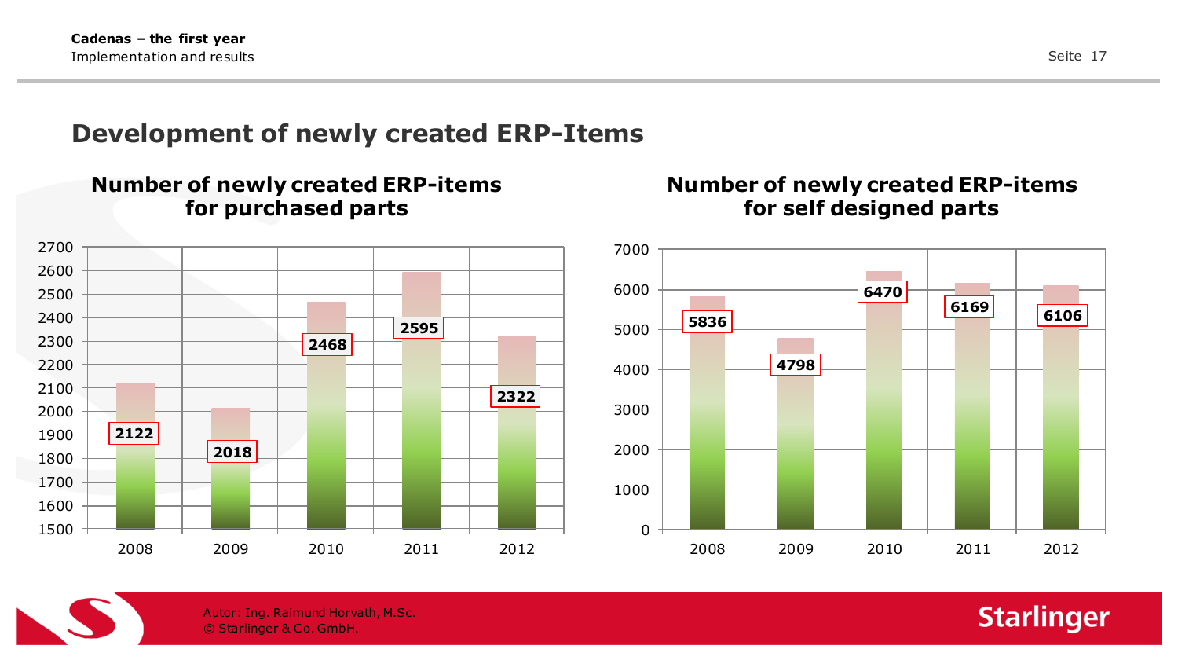## Development of newly created ERP-Items

### Number of newly created ERP-items for purchased parts

| Year | Items |
| --- | --- |
| 2008 | 2122 |
| 2009 | 2018 |
| 2010 | 2468 |
| 2011 | 2595 |
| 2012 | 2322 |

### Number of newly created ERP-items for self designed parts

| Year | Items |
| --- | --- |
| 2008 | 5836 |
| 2009 | 4798 |
| 2010 | 6470 |
| 2011 | 6169 |
| 2012 | 6106 |

Autor: Ing. Raimund Horvath, M.Sc.
© Starlinger & Co. GmbH.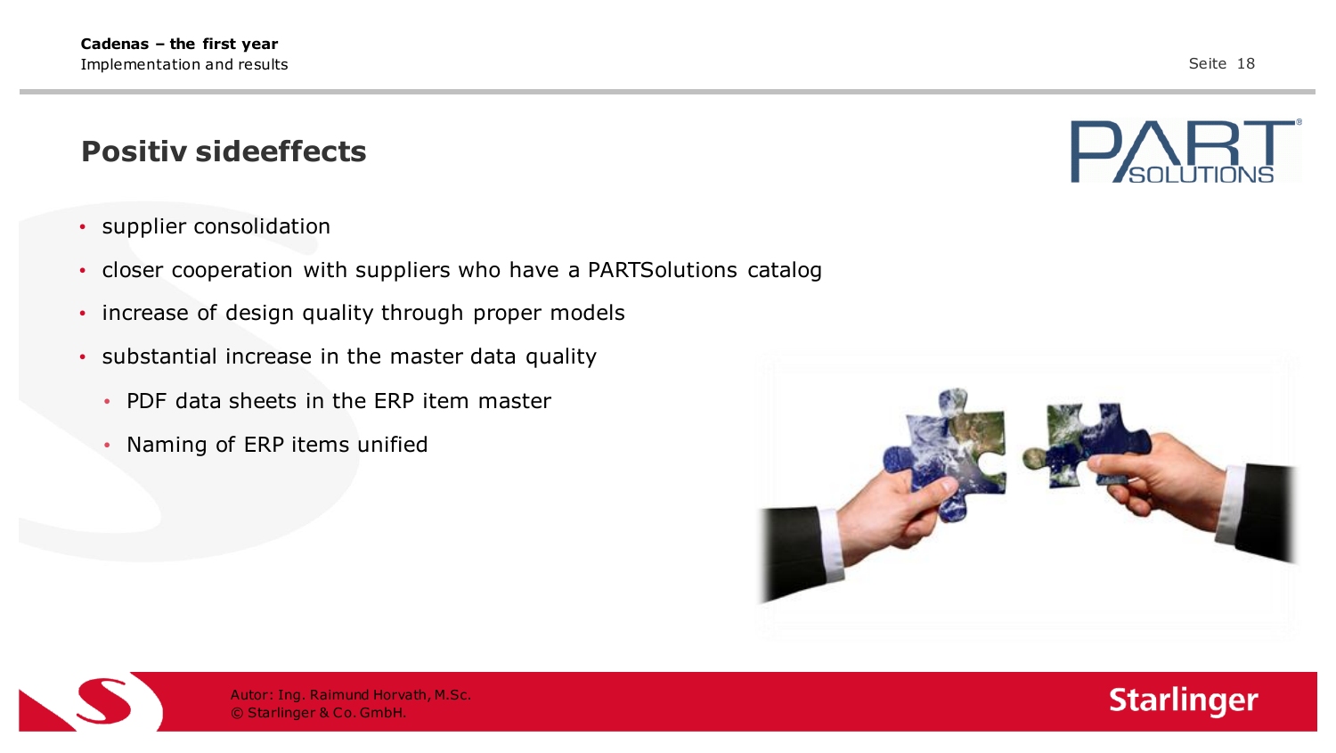## Positiv sideeffects

- supplier consolidation
- closer cooperation with suppliers who have a PARTSolutions catalog
- increase of design quality through proper models
- substantial increase in the master data quality
  - PDF data sheets in the ERP item master
  - Naming of ERP items unified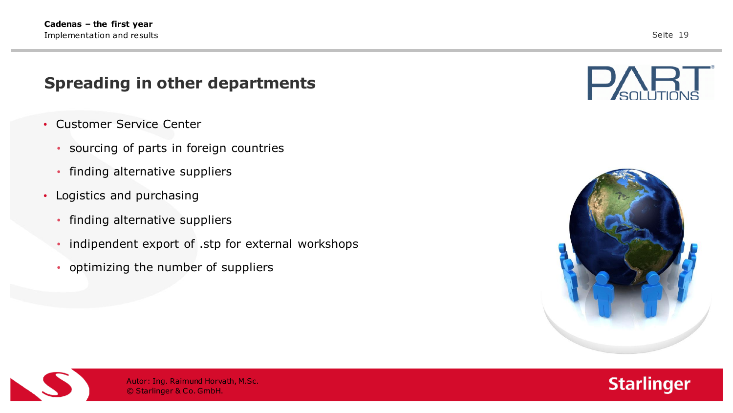## Spreading in other departments

- Customer Service Center
  - sourcing of parts in foreign countries
  - finding alternative suppliers
- Logistics and purchasing
  - finding alternative suppliers
  - indipendent export of .stp for external workshops
  - optimizing the number of suppliers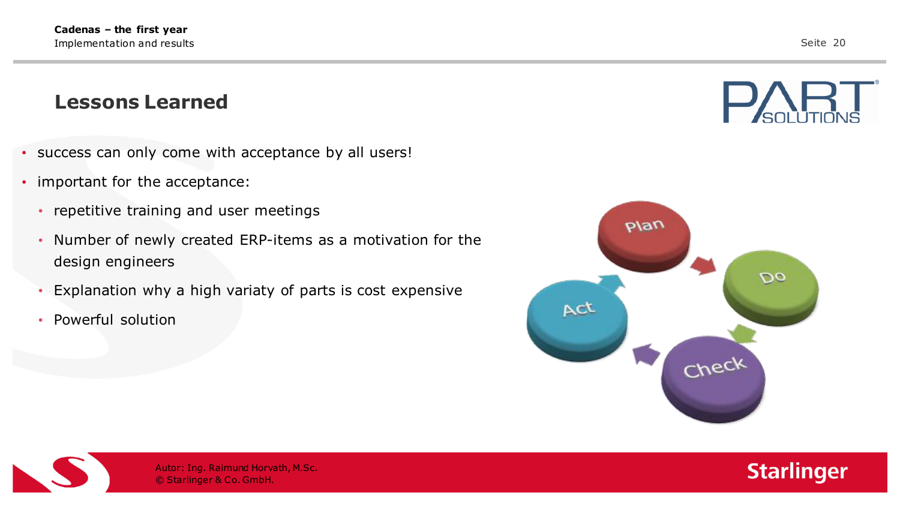## Lessons Learned

- success can only come with acceptance by all users!
- important for the acceptance:
  - repetitive training and user meetings
  - Number of newly created ERP-items as a motivation for the design engineers
  - Explanation why a high variaty of parts is cost expensive
  - Powerful solution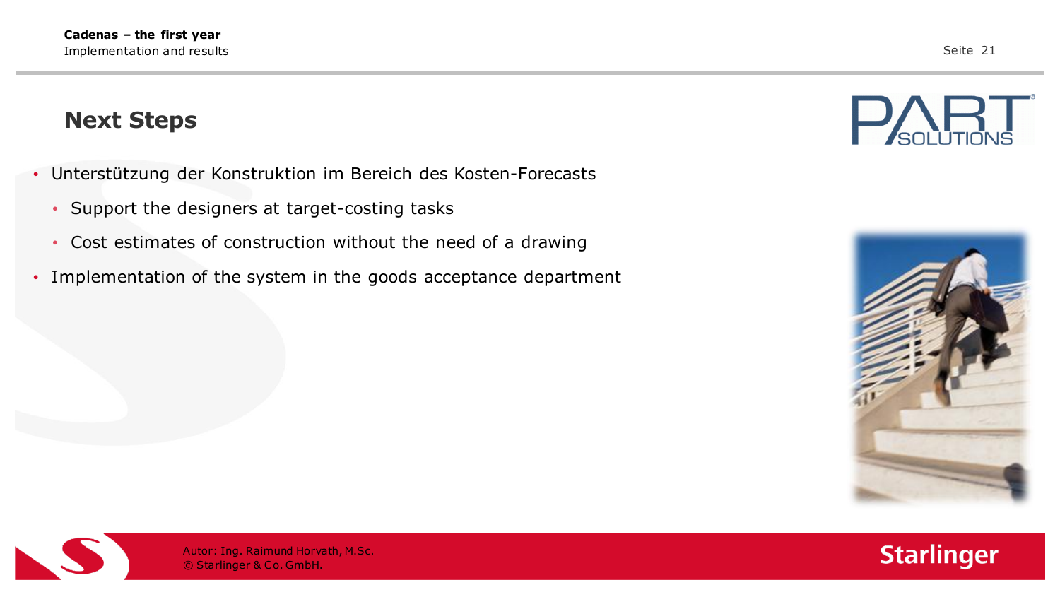## Next Steps

- Unterstützung der Konstruktion im Bereich des Kosten-Forecasts
  - Support the designers at target-costing tasks
  - Cost estimates of construction without the need of a drawing
- Implementation of the system in the goods acceptance department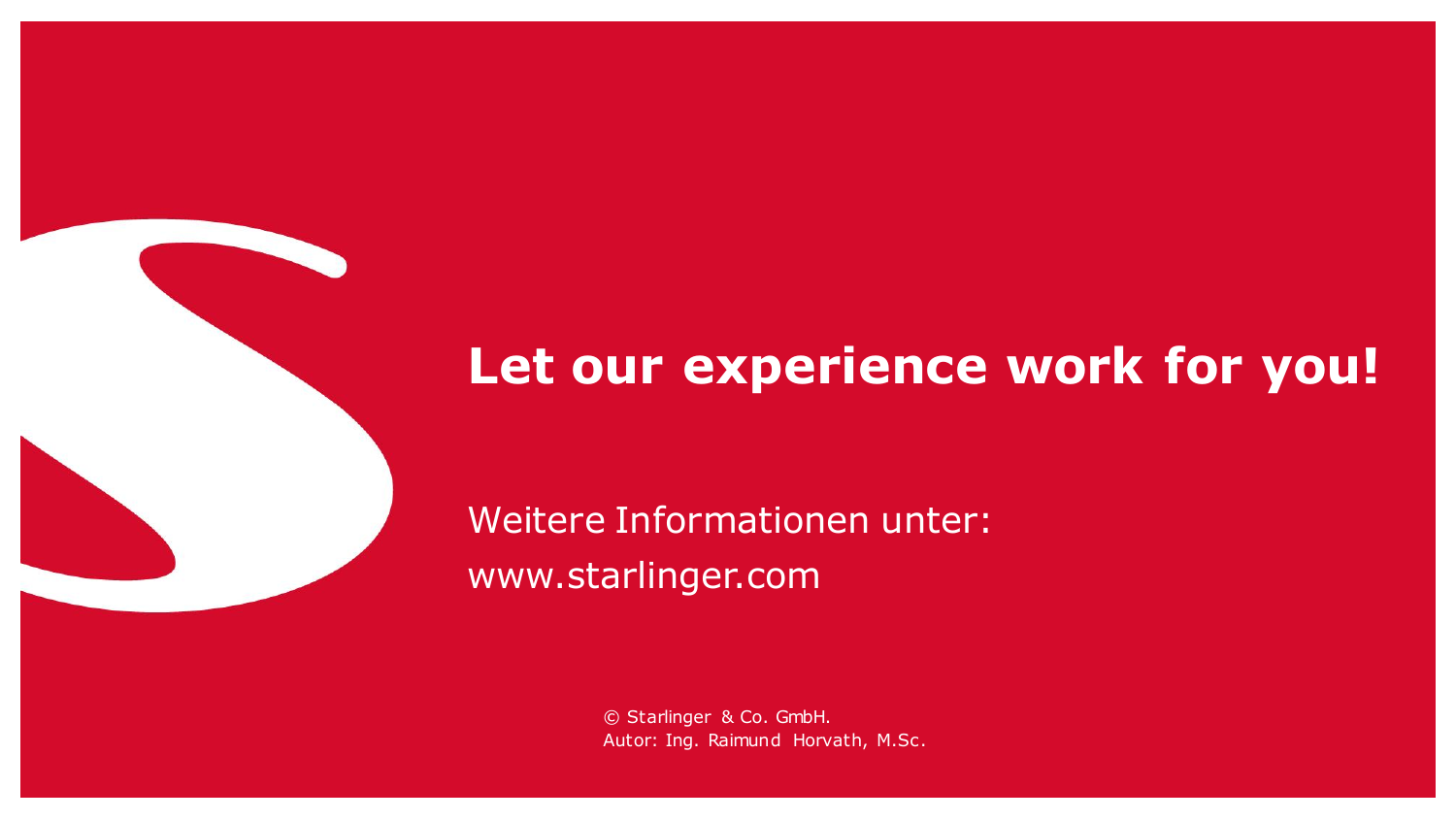# Let our experience work for you!

Weitere Informationen unter:
www.starlinger.com

© Starlinger & Co. GmbH.
Autor: Ing. Raimund Horvath, M.Sc.